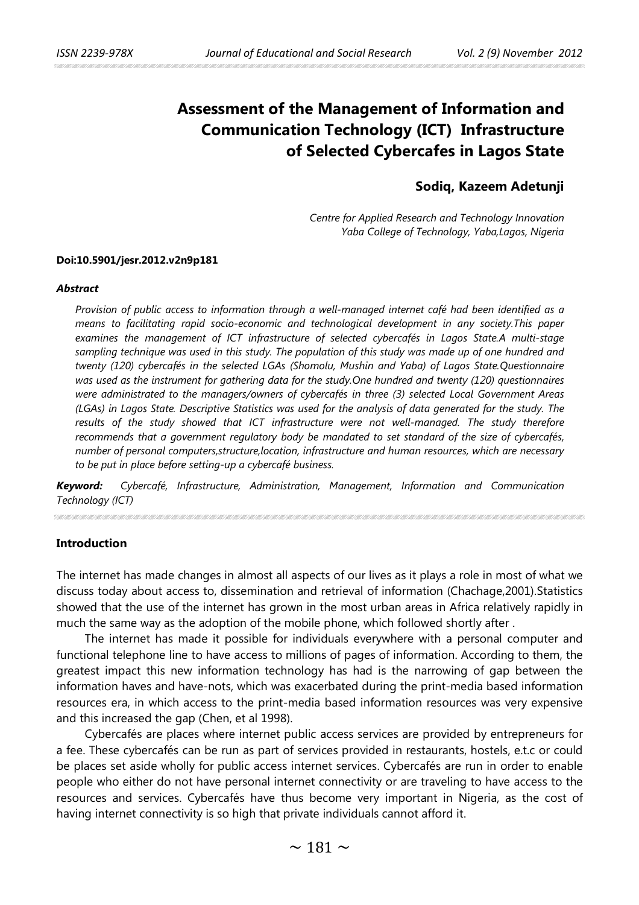# Assessment of the Management of Information and Communication Technology (ICT) Infrastructure of Selected Cybercafes in Lagos State

**Sodiq, Kazeem Adetunji**

*Centre for Applied Research and Technology Innovation*
*Yaba College of Technology, Yaba,Lagos, Nigeria*

**Doi:10.5901/jesr.2012.v2n9p181**

***Abstract***

*Provision of public access to information through a well-managed internet café had been identified as a means to facilitating rapid socio-economic and technological development in any society.This paper examines the management of ICT infrastructure of selected cybercafés in Lagos State.A multi-stage sampling technique was used in this study. The population of this study was made up of one hundred and twenty (120) cybercafés in the selected LGAs (Shomolu, Mushin and Yaba) of Lagos State.Questionnaire was used as the instrument for gathering data for the study.One hundred and twenty (120) questionnaires were administrated to the managers/owners of cybercafés in three (3) selected Local Government Areas (LGAs) in Lagos State. Descriptive Statistics was used for the analysis of data generated for the study. The results of the study showed that ICT infrastructure were not well-managed. The study therefore recommends that a government regulatory body be mandated to set standard of the size of cybercafés, number of personal computers,structure,location, infrastructure and human resources, which are necessary to be put in place before setting-up a cybercafé business.*

***Keyword:*** *Cybercafé, Infrastructure, Administration, Management, Information and Communication Technology (ICT)*

## Introduction

The internet has made changes in almost all aspects of our lives as it plays a role in most of what we discuss today about access to, dissemination and retrieval of information (Chachage,2001).Statistics showed that the use of the internet has grown in the most urban areas in Africa relatively rapidly in much the same way as the adoption of the mobile phone, which followed shortly after .

The internet has made it possible for individuals everywhere with a personal computer and functional telephone line to have access to millions of pages of information. According to them, the greatest impact this new information technology has had is the narrowing of gap between the information haves and have-nots, which was exacerbated during the print-media based information resources era, in which access to the print-media based information resources was very expensive and this increased the gap (Chen, et al 1998).

Cybercafés are places where internet public access services are provided by entrepreneurs for a fee. These cybercafés can be run as part of services provided in restaurants, hostels, e.t.c or could be places set aside wholly for public access internet services. Cybercafés are run in order to enable people who either do not have personal internet connectivity or are traveling to have access to the resources and services. Cybercafés have thus become very important in Nigeria, as the cost of having internet connectivity is so high that private individuals cannot afford it.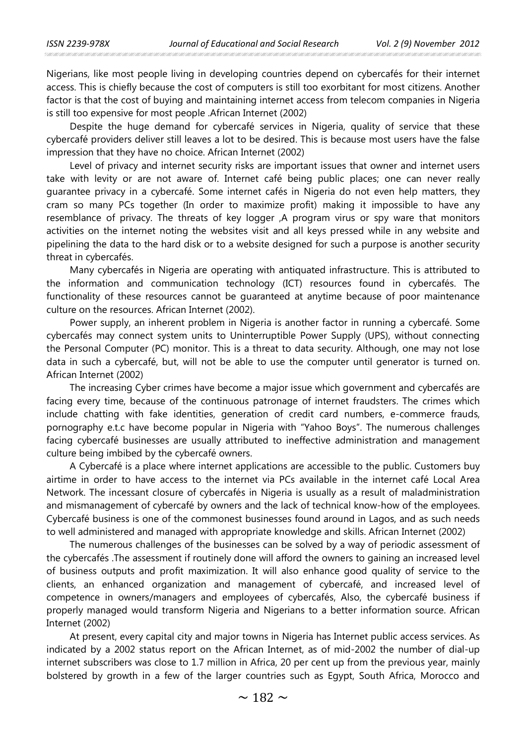Nigerians, like most people living in developing countries depend on cybercafés for their internet access. This is chiefly because the cost of computers is still too exorbitant for most citizens. Another factor is that the cost of buying and maintaining internet access from telecom companies in Nigeria is still too expensive for most people .African Internet (2002)

Despite the huge demand for cybercafé services in Nigeria, quality of service that these cybercafé providers deliver still leaves a lot to be desired. This is because most users have the false impression that they have no choice. African Internet (2002)

Level of privacy and internet security risks are important issues that owner and internet users take with levity or are not aware of. Internet café being public places; one can never really guarantee privacy in a cybercafé. Some internet cafés in Nigeria do not even help matters, they cram so many PCs together (In order to maximize profit) making it impossible to have any resemblance of privacy. The threats of key logger ,A program virus or spy ware that monitors activities on the internet noting the websites visit and all keys pressed while in any website and pipelining the data to the hard disk or to a website designed for such a purpose is another security threat in cybercafés.

Many cybercafés in Nigeria are operating with antiquated infrastructure. This is attributed to the information and communication technology (ICT) resources found in cybercafés. The functionality of these resources cannot be guaranteed at anytime because of poor maintenance culture on the resources. African Internet (2002).

Power supply, an inherent problem in Nigeria is another factor in running a cybercafé. Some cybercafés may connect system units to Uninterruptible Power Supply (UPS), without connecting the Personal Computer (PC) monitor. This is a threat to data security. Although, one may not lose data in such a cybercafé, but, will not be able to use the computer until generator is turned on. African Internet (2002)

The increasing Cyber crimes have become a major issue which government and cybercafés are facing every time, because of the continuous patronage of internet fraudsters. The crimes which include chatting with fake identities, generation of credit card numbers, e-commerce frauds, pornography e.t.c have become popular in Nigeria with "Yahoo Boys". The numerous challenges facing cybercafé businesses are usually attributed to ineffective administration and management culture being imbibed by the cybercafé owners.

A Cybercafé is a place where internet applications are accessible to the public. Customers buy airtime in order to have access to the internet via PCs available in the internet café Local Area Network. The incessant closure of cybercafés in Nigeria is usually as a result of maladministration and mismanagement of cybercafé by owners and the lack of technical know-how of the employees. Cybercafé business is one of the commonest businesses found around in Lagos, and as such needs to well administered and managed with appropriate knowledge and skills. African Internet (2002)

The numerous challenges of the businesses can be solved by a way of periodic assessment of the cybercafés .The assessment if routinely done will afford the owners to gaining an increased level of business outputs and profit maximization. It will also enhance good quality of service to the clients, an enhanced organization and management of cybercafé, and increased level of competence in owners/managers and employees of cybercafés, Also, the cybercafé business if properly managed would transform Nigeria and Nigerians to a better information source. African Internet (2002)

At present, every capital city and major towns in Nigeria has Internet public access services. As indicated by a 2002 status report on the African Internet, as of mid-2002 the number of dial-up internet subscribers was close to 1.7 million in Africa, 20 per cent up from the previous year, mainly bolstered by growth in a few of the larger countries such as Egypt, South Africa, Morocco and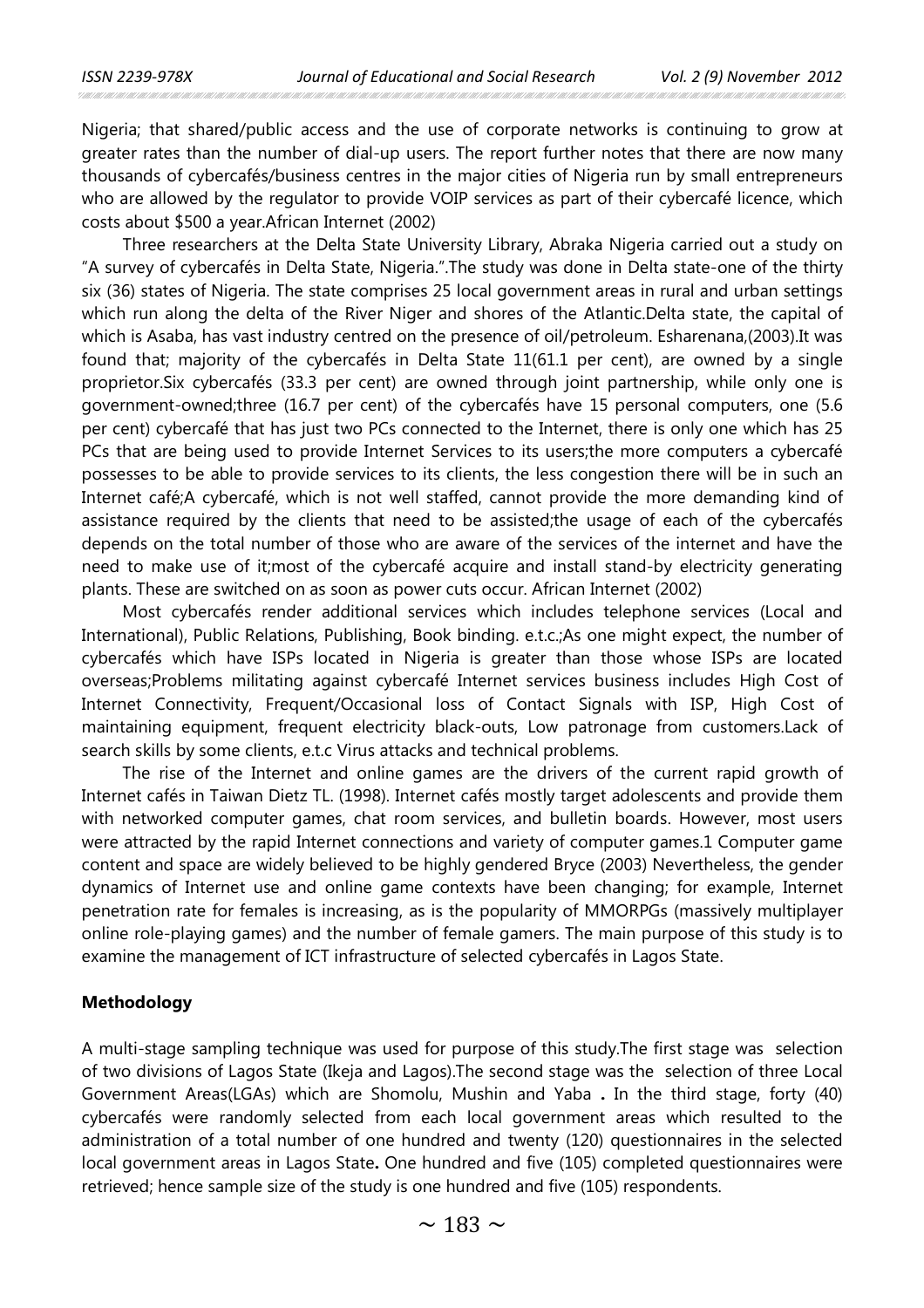Nigeria; that shared/public access and the use of corporate networks is continuing to grow at greater rates than the number of dial-up users. The report further notes that there are now many thousands of cybercafés/business centres in the major cities of Nigeria run by small entrepreneurs who are allowed by the regulator to provide VOIP services as part of their cybercafé licence, which costs about $500 a year.African Internet (2002)

Three researchers at the Delta State University Library, Abraka Nigeria carried out a study on "A survey of cybercafés in Delta State, Nigeria.".The study was done in Delta state-one of the thirty six (36) states of Nigeria. The state comprises 25 local government areas in rural and urban settings which run along the delta of the River Niger and shores of the Atlantic.Delta state, the capital of which is Asaba, has vast industry centred on the presence of oil/petroleum. Esharenana,(2003).It was found that; majority of the cybercafés in Delta State 11(61.1 per cent), are owned by a single proprietor.Six cybercafés (33.3 per cent) are owned through joint partnership, while only one is government-owned;three (16.7 per cent) of the cybercafés have 15 personal computers, one (5.6 per cent) cybercafé that has just two PCs connected to the Internet, there is only one which has 25 PCs that are being used to provide Internet Services to its users;the more computers a cybercafé possesses to be able to provide services to its clients, the less congestion there will be in such an Internet café;A cybercafé, which is not well staffed, cannot provide the more demanding kind of assistance required by the clients that need to be assisted;the usage of each of the cybercafés depends on the total number of those who are aware of the services of the internet and have the need to make use of it;most of the cybercafé acquire and install stand-by electricity generating plants. These are switched on as soon as power cuts occur. African Internet (2002)

Most cybercafés render additional services which includes telephone services (Local and International), Public Relations, Publishing, Book binding. e.t.c.;As one might expect, the number of cybercafés which have ISPs located in Nigeria is greater than those whose ISPs are located overseas;Problems militating against cybercafé Internet services business includes High Cost of Internet Connectivity, Frequent/Occasional loss of Contact Signals with ISP, High Cost of maintaining equipment, frequent electricity black-outs, Low patronage from customers.Lack of search skills by some clients, e.t.c Virus attacks and technical problems.

The rise of the Internet and online games are the drivers of the current rapid growth of Internet cafés in Taiwan Dietz TL. (1998). Internet cafés mostly target adolescents and provide them with networked computer games, chat room services, and bulletin boards. However, most users were attracted by the rapid Internet connections and variety of computer games.1 Computer game content and space are widely believed to be highly gendered Bryce (2003) Nevertheless, the gender dynamics of Internet use and online game contexts have been changing; for example, Internet penetration rate for females is increasing, as is the popularity of MMORPGs (massively multiplayer online role-playing games) and the number of female gamers. The main purpose of this study is to examine the management of ICT infrastructure of selected cybercafés in Lagos State.

## Methodology

A multi-stage sampling technique was used for purpose of this study.The first stage was selection of two divisions of Lagos State (Ikeja and Lagos).The second stage was the selection of three Local Government Areas(LGAs) which are Shomolu, Mushin and Yaba **.** In the third stage, forty (40) cybercafés were randomly selected from each local government areas which resulted to the administration of a total number of one hundred and twenty (120) questionnaires in the selected local government areas in Lagos State**.** One hundred and five (105) completed questionnaires were retrieved; hence sample size of the study is one hundred and five (105) respondents.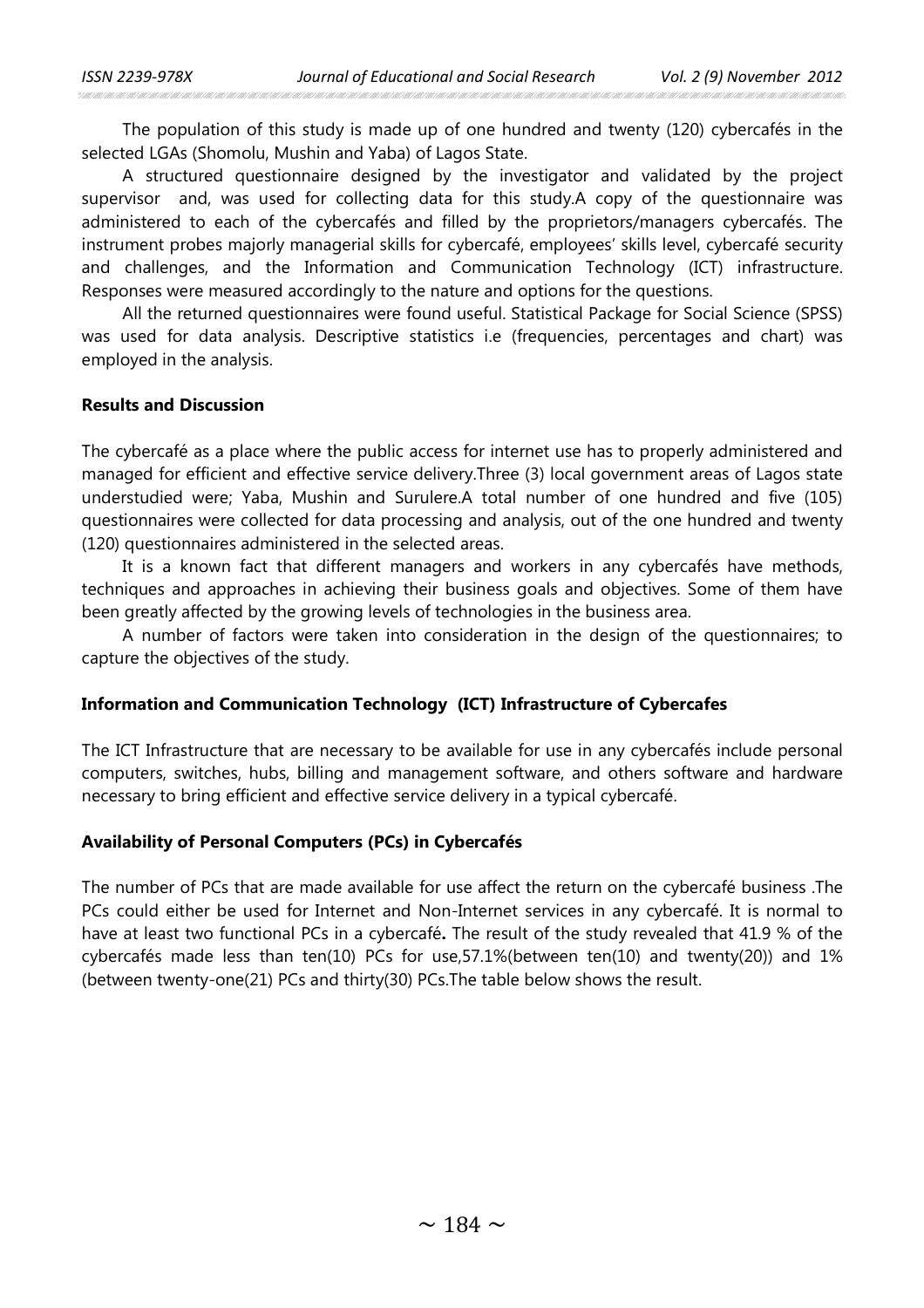The population of this study is made up of one hundred and twenty (120) cybercafés in the selected LGAs (Shomolu, Mushin and Yaba) of Lagos State.

A structured questionnaire designed by the investigator and validated by the project supervisor and, was used for collecting data for this study.A copy of the questionnaire was administered to each of the cybercafés and filled by the proprietors/managers cybercafés. The instrument probes majorly managerial skills for cybercafé, employees' skills level, cybercafé security and challenges, and the Information and Communication Technology (ICT) infrastructure. Responses were measured accordingly to the nature and options for the questions.

All the returned questionnaires were found useful. Statistical Package for Social Science (SPSS) was used for data analysis. Descriptive statistics i.e (frequencies, percentages and chart) was employed in the analysis.

**Results and Discussion**

The cybercafé as a place where the public access for internet use has to properly administered and managed for efficient and effective service delivery.Three (3) local government areas of Lagos state understudied were; Yaba, Mushin and Surulere.A total number of one hundred and five (105) questionnaires were collected for data processing and analysis, out of the one hundred and twenty (120) questionnaires administered in the selected areas.

It is a known fact that different managers and workers in any cybercafés have methods, techniques and approaches in achieving their business goals and objectives. Some of them have been greatly affected by the growing levels of technologies in the business area.

A number of factors were taken into consideration in the design of the questionnaires; to capture the objectives of the study.

**Information and Communication Technology (ICT) Infrastructure of Cybercafes**

The ICT Infrastructure that are necessary to be available for use in any cybercafés include personal computers, switches, hubs, billing and management software, and others software and hardware necessary to bring efficient and effective service delivery in a typical cybercafé.

**Availability of Personal Computers (PCs) in Cybercafés**

The number of PCs that are made available for use affect the return on the cybercafé business .The PCs could either be used for Internet and Non-Internet services in any cybercafé. It is normal to have at least two functional PCs in a cybercafé**.** The result of the study revealed that 41.9 % of the cybercafés made less than ten(10) PCs for use,57.1%(between ten(10) and twenty(20)) and 1% (between twenty-one(21) PCs and thirty(30) PCs.The table below shows the result.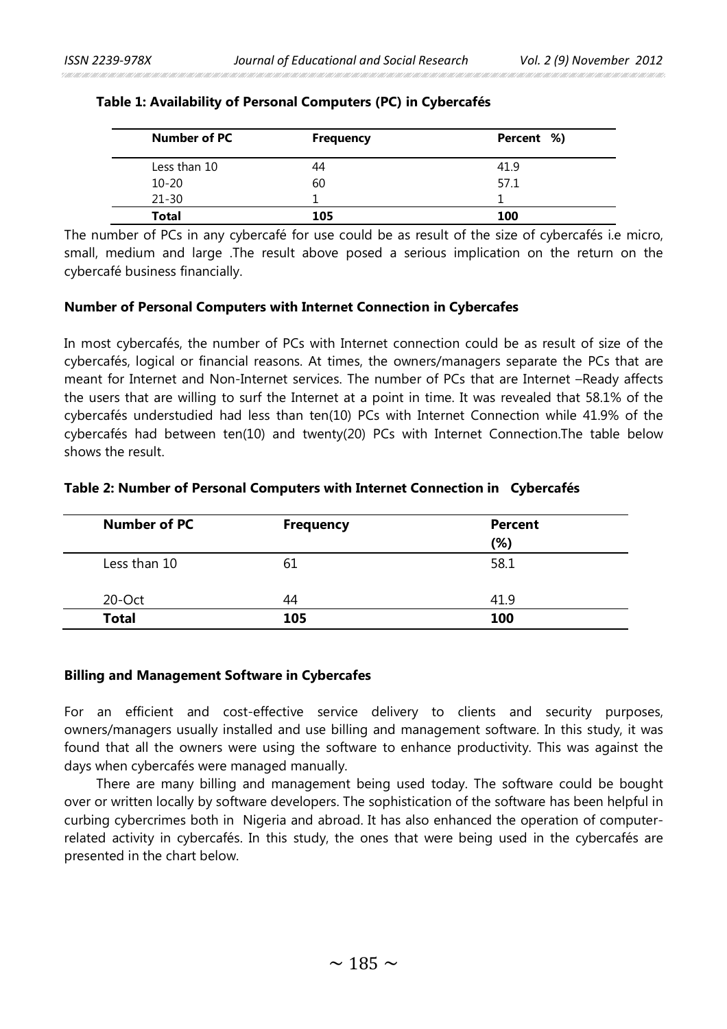**Table 1: Availability of Personal Computers (PC) in Cybercafés**

| Number of PC | Frequency | Percent %) |
|---|---|---|
| Less than 10 | 44 | 41.9 |
| 10-20 | 60 | 57.1 |
| 21-30 | 1 | 1 |
| **Total** | **105** | **100** |

The number of PCs in any cybercafé for use could be as result of the size of cybercafés i.e micro, small, medium and large .The result above posed a serious implication on the return on the cybercafé business financially.

**Number of Personal Computers with Internet Connection in Cybercafes**

In most cybercafés, the number of PCs with Internet connection could be as result of size of the cybercafés, logical or financial reasons. At times, the owners/managers separate the PCs that are meant for Internet and Non-Internet services. The number of PCs that are Internet –Ready affects the users that are willing to surf the Internet at a point in time. It was revealed that 58.1% of the cybercafés understudied had less than ten(10) PCs with Internet Connection while 41.9% of the cybercafés had between ten(10) and twenty(20) PCs with Internet Connection.The table below shows the result.

**Table 2: Number of Personal Computers with Internet Connection in Cybercafés**

| Number of PC | Frequency | Percent (%) |
|---|---|---|
| Less than 10 | 61 | 58.1 |
| 20-Oct | 44 | 41.9 |
| **Total** | **105** | **100** |

**Billing and Management Software in Cybercafes**

For an efficient and cost-effective service delivery to clients and security purposes, owners/managers usually installed and use billing and management software. In this study, it was found that all the owners were using the software to enhance productivity. This was against the days when cybercafés were managed manually.

There are many billing and management being used today. The software could be bought over or written locally by software developers. The sophistication of the software has been helpful in curbing cybercrimes both in Nigeria and abroad. It has also enhanced the operation of computer-related activity in cybercafés. In this study, the ones that were being used in the cybercafés are presented in the chart below.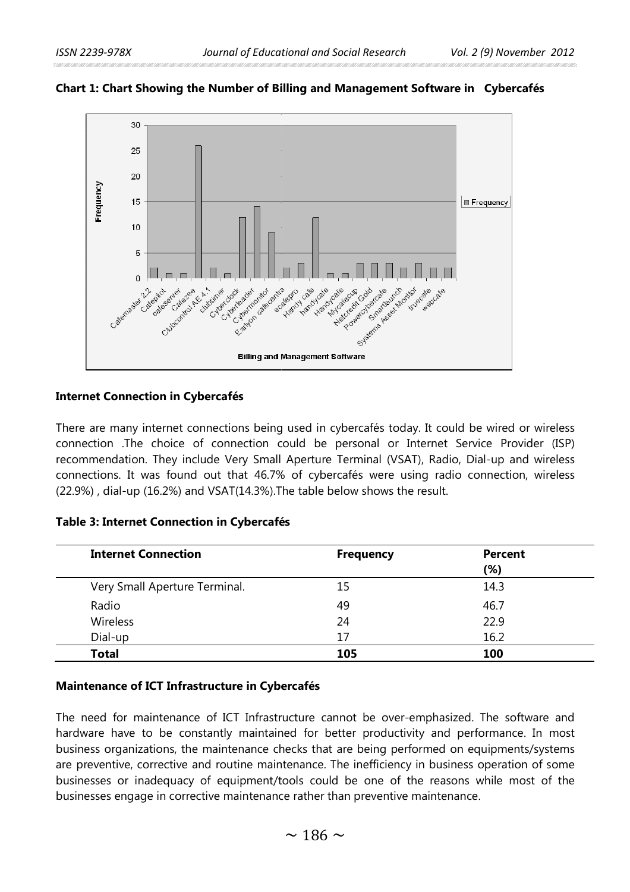**Chart 1: Chart Showing the Number of Billing and Management Software in Cybercafés**

#### Internet Connection in Cybercafés

There are many internet connections being used in cybercafés today. It could be wired or wireless connection .The choice of connection could be personal or Internet Service Provider (ISP) recommendation. They include Very Small Aperture Terminal (VSAT), Radio, Dial-up and wireless connections. It was found out that 46.7% of cybercafés were using radio connection, wireless (22.9%) , dial-up (16.2%) and VSAT(14.3%).The table below shows the result.

**Table 3: Internet Connection in Cybercafés**

| Internet Connection | Frequency | Percent (%) |
|---|---|---|
| Very Small Aperture Terminal. | 15 | 14.3 |
| Radio | 49 | 46.7 |
| Wireless | 24 | 22.9 |
| Dial-up | 17 | 16.2 |
| **Total** | **105** | **100** |

#### Maintenance of ICT Infrastructure in Cybercafés

The need for maintenance of ICT Infrastructure cannot be over-emphasized. The software and hardware have to be constantly maintained for better productivity and performance. In most business organizations, the maintenance checks that are being performed on equipments/systems are preventive, corrective and routine maintenance. The inefficiency in business operation of some businesses or inadequacy of equipment/tools could be one of the reasons while most of the businesses engage in corrective maintenance rather than preventive maintenance.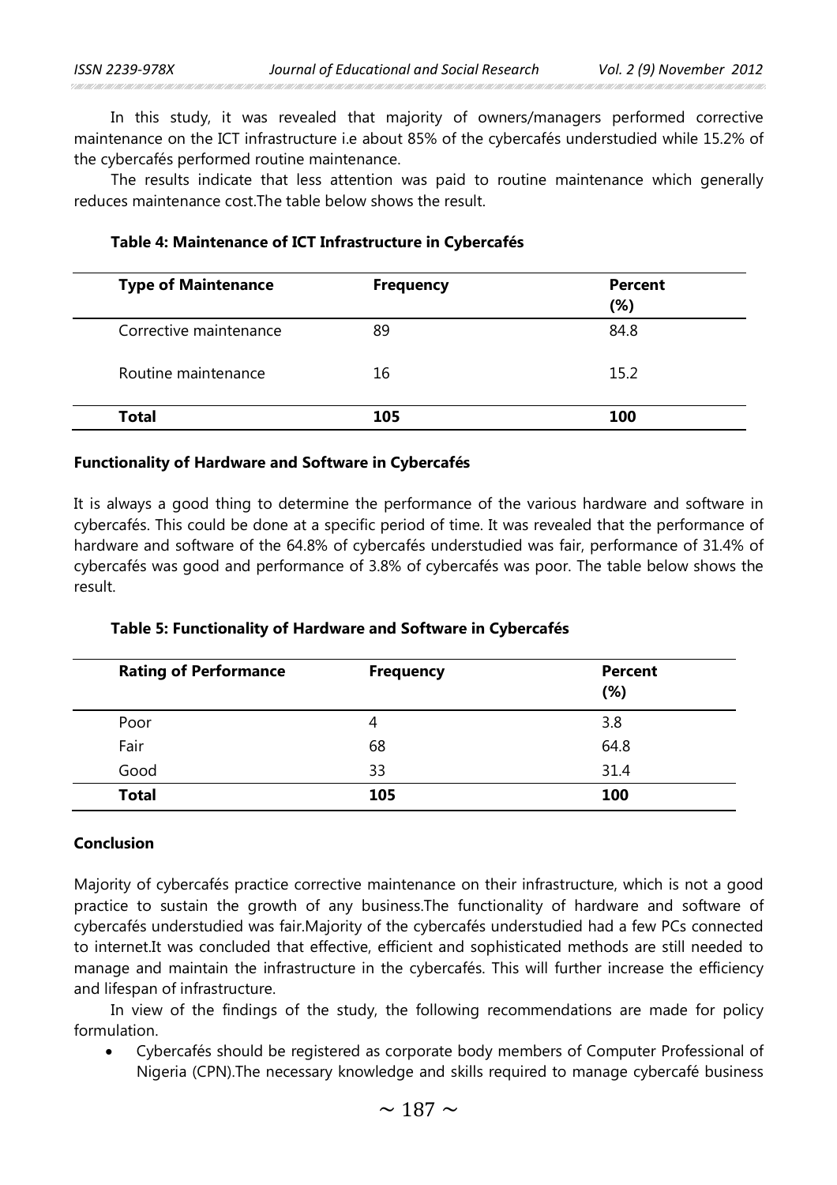In this study, it was revealed that majority of owners/managers performed corrective maintenance on the ICT infrastructure i.e about 85% of the cybercafés understudied while 15.2% of the cybercafés performed routine maintenance.

The results indicate that less attention was paid to routine maintenance which generally reduces maintenance cost.The table below shows the result.

**Table 4: Maintenance of ICT Infrastructure in Cybercafés**

| Type of Maintenance | Frequency | Percent (%) |
|---|---|---|
| Corrective maintenance | 89 | 84.8 |
| Routine maintenance | 16 | 15.2 |
| **Total** | **105** | **100** |

### Functionality of Hardware and Software in Cybercafés

It is always a good thing to determine the performance of the various hardware and software in cybercafés. This could be done at a specific period of time. It was revealed that the performance of hardware and software of the 64.8% of cybercafés understudied was fair, performance of 31.4% of cybercafés was good and performance of 3.8% of cybercafés was poor. The table below shows the result.

**Table 5: Functionality of Hardware and Software in Cybercafés**

| Rating of Performance | Frequency | Percent (%) |
|---|---|---|
| Poor | 4 | 3.8 |
| Fair | 68 | 64.8 |
| Good | 33 | 31.4 |
| **Total** | **105** | **100** |

### Conclusion

Majority of cybercafés practice corrective maintenance on their infrastructure, which is not a good practice to sustain the growth of any business.The functionality of hardware and software of cybercafés understudied was fair.Majority of the cybercafés understudied had a few PCs connected to internet.It was concluded that effective, efficient and sophisticated methods are still needed to manage and maintain the infrastructure in the cybercafés. This will further increase the efficiency and lifespan of infrastructure.

In view of the findings of the study, the following recommendations are made for policy formulation.

- Cybercafés should be registered as corporate body members of Computer Professional of Nigeria (CPN).The necessary knowledge and skills required to manage cybercafé business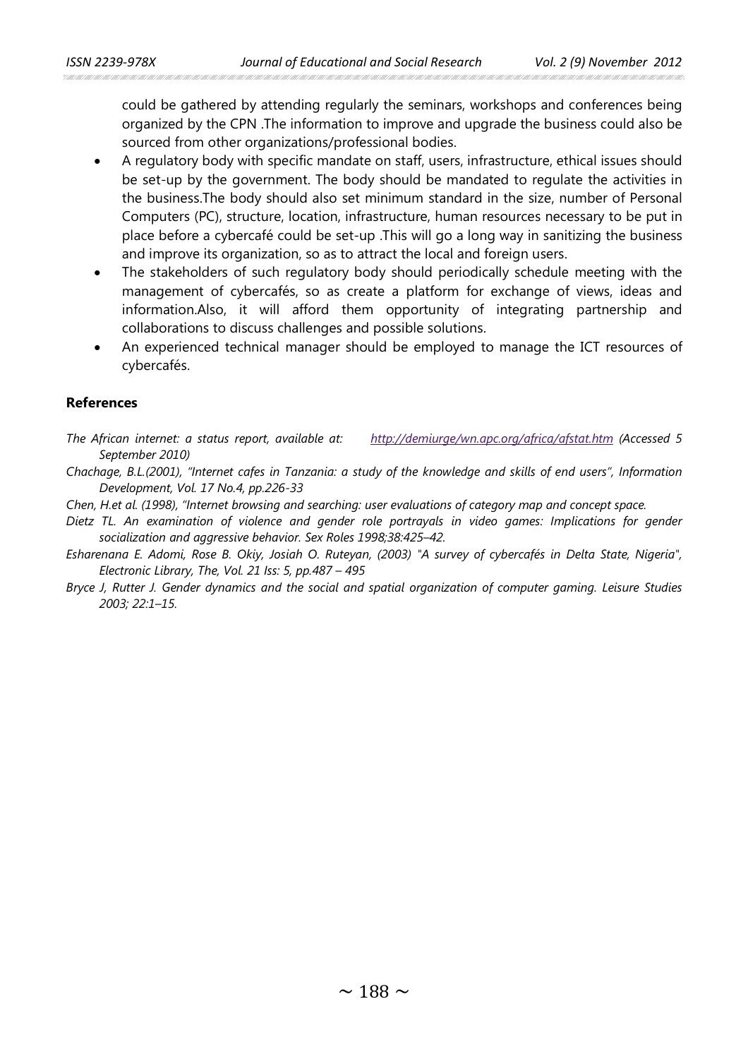could be gathered by attending regularly the seminars, workshops and conferences being organized by the CPN .The information to improve and upgrade the business could also be sourced from other organizations/professional bodies.

- A regulatory body with specific mandate on staff, users, infrastructure, ethical issues should be set-up by the government. The body should be mandated to regulate the activities in the business.The body should also set minimum standard in the size, number of Personal Computers (PC), structure, location, infrastructure, human resources necessary to be put in place before a cybercafé could be set-up .This will go a long way in sanitizing the business and improve its organization, so as to attract the local and foreign users.
- The stakeholders of such regulatory body should periodically schedule meeting with the management of cybercafés, so as create a platform for exchange of views, ideas and information.Also, it will afford them opportunity of integrating partnership and collaborations to discuss challenges and possible solutions.
- An experienced technical manager should be employed to manage the ICT resources of cybercafés.

## References

*The African internet: a status report, available at: http://demiurge/wn.apc.org/africa/afstat.htm (Accessed 5 September 2010)*

*Chachage, B.L.(2001), "Internet cafes in Tanzania: a study of the knowledge and skills of end users", Information Development, Vol. 17 No.4, pp.226-33*

*Chen, H.et al. (1998), "Internet browsing and searching: user evaluations of category map and concept space.*

*Dietz TL. An examination of violence and gender role portrayals in video games: Implications for gender socialization and aggressive behavior. Sex Roles 1998;38:425–42.*

*Esharenana E. Adomi, Rose B. Okiy, Josiah O. Ruteyan, (2003) "A survey of cybercafés in Delta State, Nigeria", Electronic Library, The, Vol. 21 Iss: 5, pp.487 – 495*

*Bryce J, Rutter J. Gender dynamics and the social and spatial organization of computer gaming. Leisure Studies 2003; 22:1–15.*